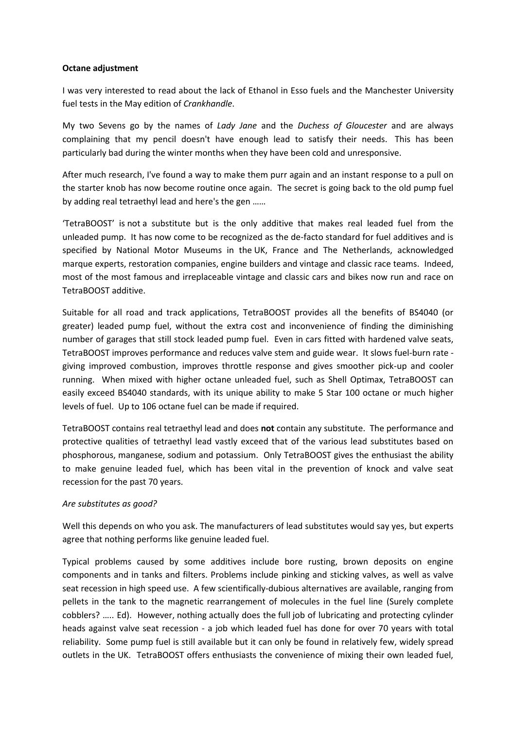**Octane adjustment**

I was very interested to read about the lack of Ethanol in Esso fuels and the Manchester University fuel tests in the May edition of *Crankhandle*.

My two Sevens go by the names of *Lady Jane* and the *Duchess of Gloucester* and are always complaining that my pencil doesn't have enough lead to satisfy their needs. This has been particularly bad during the winter months when they have been cold and unresponsive.

After much research, I've found a way to make them purr again and an instant response to a pull on the starter knob has now become routine once again. The secret is going back to the old pump fuel by adding real tetraethyl lead and here's the gen ……

'TetraBOOST' is not a substitute but is the only additive that makes real leaded fuel from the unleaded pump. It has now come to be recognized as the de-facto standard for fuel additives and is specified by National Motor Museums in the UK, France and The Netherlands, acknowledged marque experts, restoration companies, engine builders and vintage and classic race teams. Indeed, most of the most famous and irreplaceable vintage and classic cars and bikes now run and race on TetraBOOST additive.

Suitable for all road and track applications, TetraBOOST provides all the benefits of BS4040 (or greater) leaded pump fuel, without the extra cost and inconvenience of finding the diminishing number of garages that still stock leaded pump fuel. Even in cars fitted with hardened valve seats, TetraBOOST improves performance and reduces valve stem and guide wear. It slows fuel-burn rate - giving improved combustion, improves throttle response and gives smoother pick-up and cooler running. When mixed with higher octane unleaded fuel, such as Shell Optimax, TetraBOOST can easily exceed BS4040 standards, with its unique ability to make 5 Star 100 octane or much higher levels of fuel. Up to 106 octane fuel can be made if required.

TetraBOOST contains real tetraethyl lead and does **not** contain any substitute. The performance and protective qualities of tetraethyl lead vastly exceed that of the various lead substitutes based on phosphorous, manganese, sodium and potassium. Only TetraBOOST gives the enthusiast the ability to make genuine leaded fuel, which has been vital in the prevention of knock and valve seat recession for the past 70 years.

*Are substitutes as good?*

Well this depends on who you ask. The manufacturers of lead substitutes would say yes, but experts agree that nothing performs like genuine leaded fuel.

Typical problems caused by some additives include bore rusting, brown deposits on engine components and in tanks and filters. Problems include pinking and sticking valves, as well as valve seat recession in high speed use. A few scientifically-dubious alternatives are available, ranging from pellets in the tank to the magnetic rearrangement of molecules in the fuel line (Surely complete cobblers? ….. Ed). However, nothing actually does the full job of lubricating and protecting cylinder heads against valve seat recession - a job which leaded fuel has done for over 70 years with total reliability. Some pump fuel is still available but it can only be found in relatively few, widely spread outlets in the UK. TetraBOOST offers enthusiasts the convenience of mixing their own leaded fuel,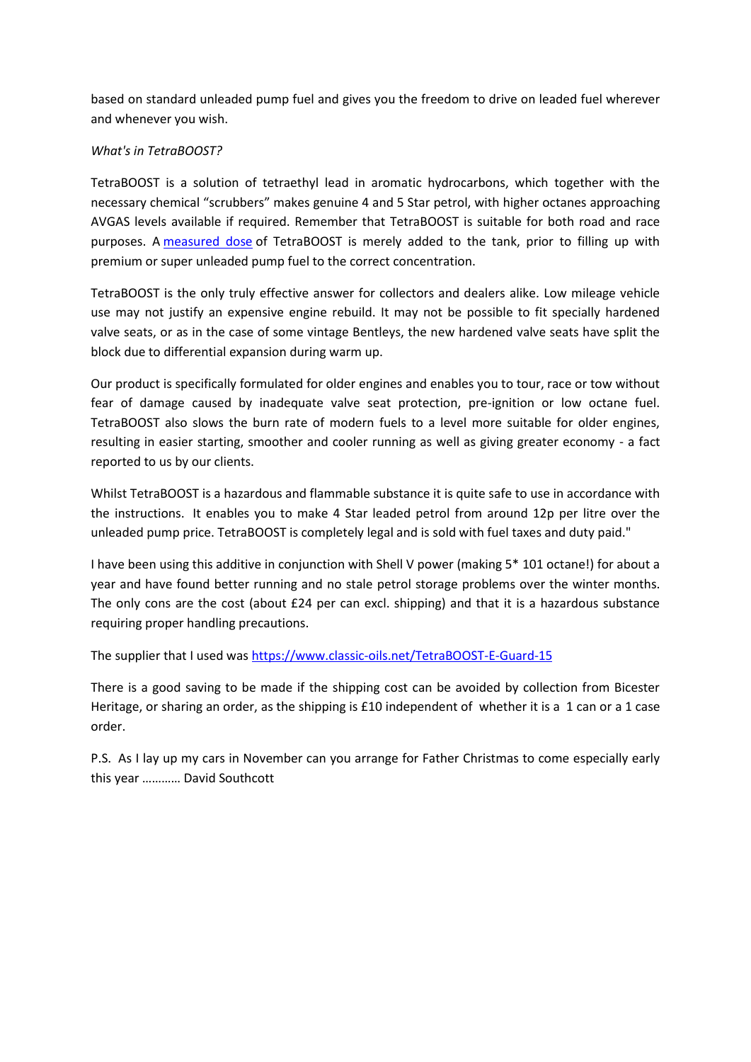based on standard unleaded pump fuel and gives you the freedom to drive on leaded fuel wherever and whenever you wish.

*What's in TetraBOOST?*

TetraBOOST is a solution of tetraethyl lead in aromatic hydrocarbons, which together with the necessary chemical "scrubbers" makes genuine 4 and 5 Star petrol, with higher octanes approaching AVGAS levels available if required. Remember that TetraBOOST is suitable for both road and race purposes. A measured dose of TetraBOOST is merely added to the tank, prior to filling up with premium or super unleaded pump fuel to the correct concentration.

TetraBOOST is the only truly effective answer for collectors and dealers alike. Low mileage vehicle use may not justify an expensive engine rebuild. It may not be possible to fit specially hardened valve seats, or as in the case of some vintage Bentleys, the new hardened valve seats have split the block due to differential expansion during warm up.

Our product is specifically formulated for older engines and enables you to tour, race or tow without fear of damage caused by inadequate valve seat protection, pre-ignition or low octane fuel. TetraBOOST also slows the burn rate of modern fuels to a level more suitable for older engines, resulting in easier starting, smoother and cooler running as well as giving greater economy - a fact reported to us by our clients.

Whilst TetraBOOST is a hazardous and flammable substance it is quite safe to use in accordance with the instructions. It enables you to make 4 Star leaded petrol from around 12p per litre over the unleaded pump price. TetraBOOST is completely legal and is sold with fuel taxes and duty paid."

I have been using this additive in conjunction with Shell V power (making 5* 101 octane!) for about a year and have found better running and no stale petrol storage problems over the winter months. The only cons are the cost (about £24 per can excl. shipping) and that it is a hazardous substance requiring proper handling precautions.

The supplier that I used was https://www.classic-oils.net/TetraBOOST-E-Guard-15

There is a good saving to be made if the shipping cost can be avoided by collection from Bicester Heritage, or sharing an order, as the shipping is £10 independent of whether it is a 1 can or a 1 case order.

P.S. As I lay up my cars in November can you arrange for Father Christmas to come especially early this year ………… David Southcott